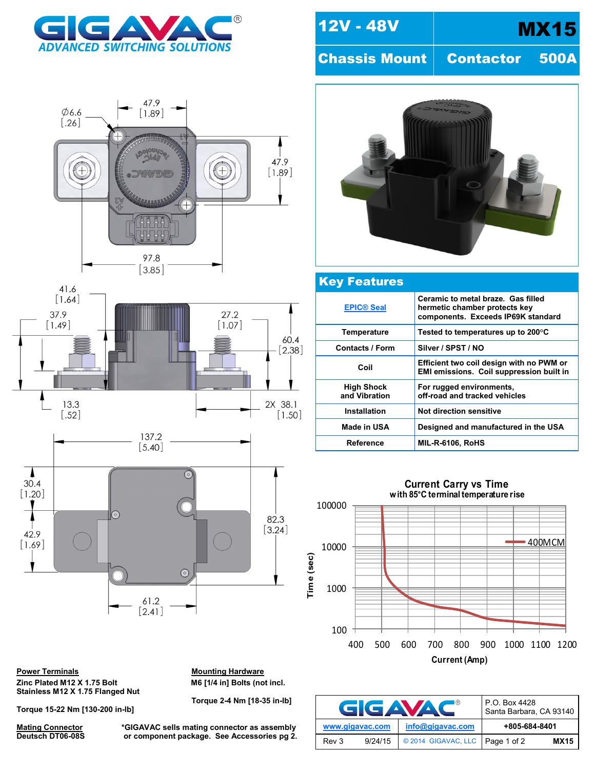# GIGAVAC

ADVANCED SWITCHING SOLUTIONS

## 12V - 48V MX15

## Chassis Mount Contactor 500A

## Key Features

| Feature | Description |
|---|---|
| EPIC® Seal | Ceramic to metal braze. Gas filled hermetic chamber protects key components. Exceeds IP69K standard |
| Temperature | Tested to temperatures up to 200°C |
| Contacts / Form | Silver / SPST / NO |
| Coil | Efficient two coil design with no PWM or EMI emissions. Coil suppression built in |
| High Shock and Vibration | For rugged environments, off-road and tracked vehicles |
| Installation | Not direction sensitive |
| Made in USA | Designed and manufactured in the USA |
| Reference | MIL-R-6106, RoHS |

**Current Carry vs Time**
with 85°C terminal temperature rise

Time (sec) vs Current (Amp) — 400MCM

**Power Terminals**
Zinc Plated M12 X 1.75 Bolt
Stainless M12 X 1.75 Flanged Nut

Torque 15-22 Nm [130-200 in-lb]

**Mounting Hardware**
M6 [1/4 in] Bolts (not incl.

Torque 2-4 Nm [18-35 in-lb]

**Mating Connector**
Deutsch DT06-08S

*GIGAVAC sells mating connector as assembly or component package. See Accessories pg 2.

| GIGAVAC® | | P.O. Box 4428 Santa Barbara, CA 93140 |
|---|---|---|
| www.gigavac.com | info@gigavac.com | +805-684-8401 |
| Rev 3 9/24/15 | © 2014 GIGAVAC, LLC | MX15 |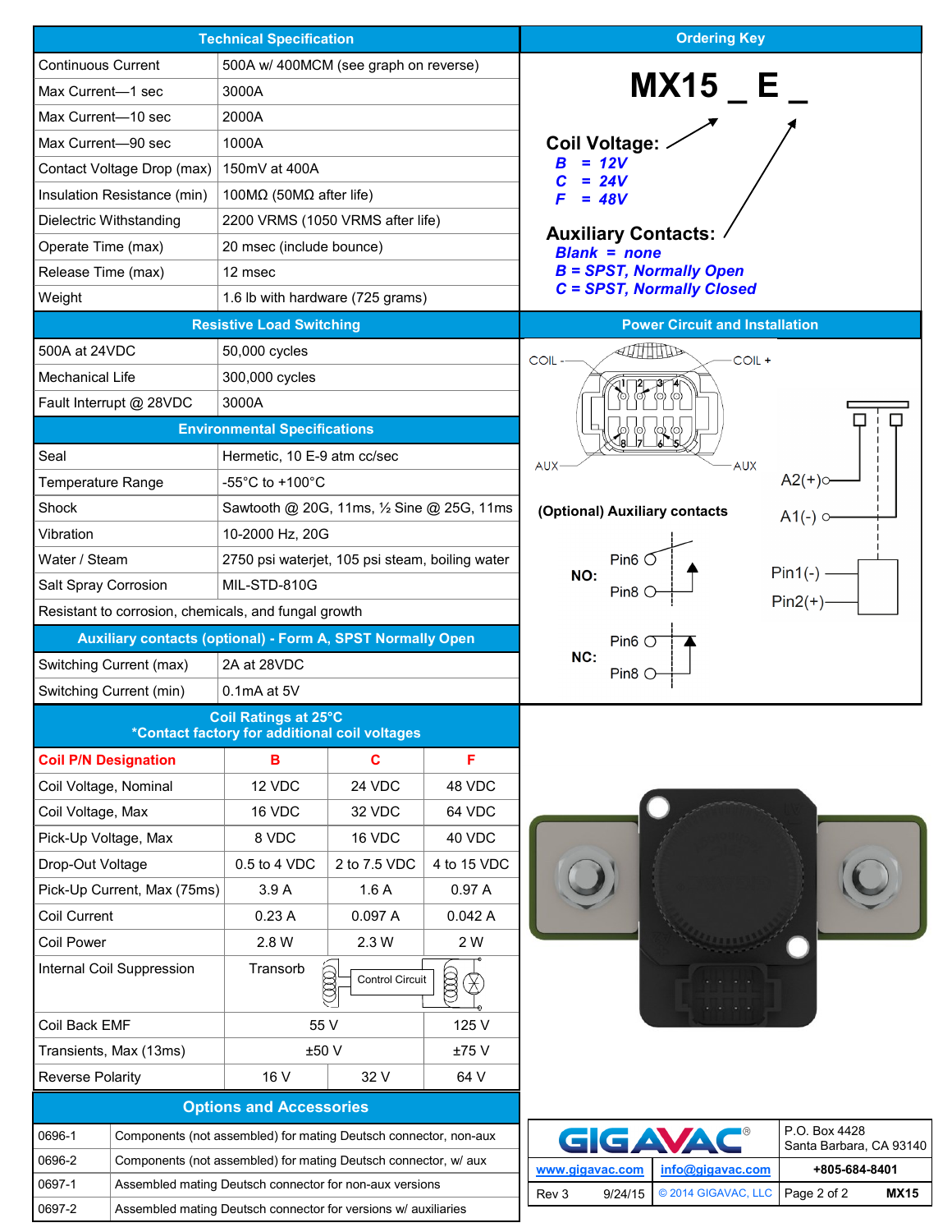## Technical Specification

| | |
|---|---|
| Continuous Current | 500A w/ 400MCM (see graph on reverse) |
| Max Current—1 sec | 3000A |
| Max Current—10 sec | 2000A |
| Max Current—90 sec | 1000A |
| Contact Voltage Drop (max) | 150mV at 400A |
| Insulation Resistance (min) | 100MΩ (50MΩ after life) |
| Dielectric Withstanding | 2200 VRMS (1050 VRMS after life) |
| Operate Time (max) | 20 msec (include bounce) |
| Release Time (max) | 12 msec |
| Weight | 1.6 lb with hardware (725 grams) |

## Resistive Load Switching

| | |
|---|---|
| 500A at 24VDC | 50,000 cycles |
| Mechanical Life | 300,000 cycles |
| Fault Interrupt @ 28VDC | 3000A |

## Environmental Specifications

| | |
|---|---|
| Seal | Hermetic, 10 E-9 atm cc/sec |
| Temperature Range | -55°C to +100°C |
| Shock | Sawtooth @ 20G, 11ms, ½ Sine @ 25G, 11ms |
| Vibration | 10-2000 Hz, 20G |
| Water / Steam | 2750 psi waterjet, 105 psi steam, boiling water |
| Salt Spray Corrosion | MIL-STD-810G |
| Resistant to corrosion, chemicals, and fungal growth | |

## Auxiliary contacts (optional) - Form A, SPST Normally Open

| | |
|---|---|
| Switching Current (max) | 2A at 28VDC |
| Switching Current (min) | 0.1mA at 5V |

## Coil Ratings at 25°C

*Contact factory for additional coil voltages

| Coil P/N Designation | B | C | F |
|---|---|---|---|
| Coil Voltage, Nominal | 12 VDC | 24 VDC | 48 VDC |
| Coil Voltage, Max | 16 VDC | 32 VDC | 64 VDC |
| Pick-Up Voltage, Max | 8 VDC | 16 VDC | 40 VDC |
| Drop-Out Voltage | 0.5 to 4 VDC | 2 to 7.5 VDC | 4 to 15 VDC |
| Pick-Up Current, Max (75ms) | 3.9 A | 1.6 A | 0.97 A |
| Coil Current | 0.23 A | 0.097 A | 0.042 A |
| Coil Power | 2.8 W | 2.3 W | 2 W |
| Internal Coil Suppression | Transorb | Control Circuit | |
| Coil Back EMF | 55 V | | 125 V |
| Transients, Max (13ms) | ±50 V | | ±75 V |
| Reverse Polarity | 16 V | 32 V | 64 V |

## Options and Accessories

| | |
|---|---|
| 0696-1 | Components (not assembled) for mating Deutsch connector, non-aux |
| 0696-2 | Components (not assembled) for mating Deutsch connector, w/ aux |
| 0697-1 | Assembled mating Deutsch connector for non-aux versions |
| 0697-2 | Assembled mating Deutsch connector for versions w/ auxiliaries |

## Ordering Key

**MX15 _ E _**

**Coil Voltage:**
- *B = 12V*
- *C = 24V*
- *F = 48V*

**Auxiliary Contacts:**
- *Blank = none*
- *B = SPST, Normally Open*
- *C = SPST, Normally Closed*

## Power Circuit and Installation

COIL - COIL + AUX AUX
1 2 3 4 8 7 6 5

A2(+) A1(-)
Pin1(-) Pin2(+)

**(Optional) Auxiliary contacts**

NO: Pin6 Pin8

NC: Pin6 Pin8

GIGAVAC® | P.O. Box 4428, Santa Barbara, CA 93140
www.gigavac.com | info@gigavac.com | +805-684-8401
Rev 3 9/24/15 | © 2014 GIGAVAC, LLC | MX15